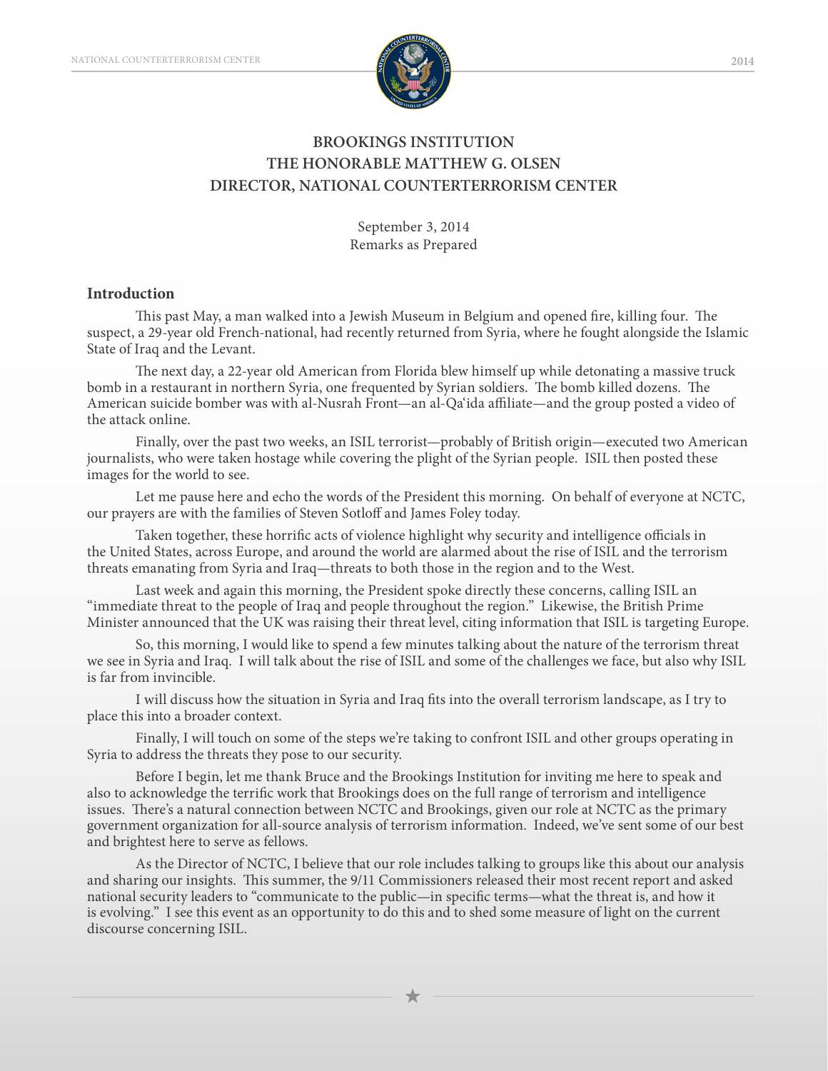# BROOKINGS INSTITUTION
# THE HONORABLE MATTHEW G. OLSEN
# DIRECTOR, NATIONAL COUNTERTERRORISM CENTER

September 3, 2014
Remarks as Prepared

## Introduction

This past May, a man walked into a Jewish Museum in Belgium and opened fire, killing four. The suspect, a 29-year old French-national, had recently returned from Syria, where he fought alongside the Islamic State of Iraq and the Levant.

The next day, a 22-year old American from Florida blew himself up while detonating a massive truck bomb in a restaurant in northern Syria, one frequented by Syrian soldiers. The bomb killed dozens. The American suicide bomber was with al-Nusrah Front—an al-Qa'ida affiliate—and the group posted a video of the attack online.

Finally, over the past two weeks, an ISIL terrorist—probably of British origin—executed two American journalists, who were taken hostage while covering the plight of the Syrian people. ISIL then posted these images for the world to see.

Let me pause here and echo the words of the President this morning. On behalf of everyone at NCTC, our prayers are with the families of Steven Sotloff and James Foley today.

Taken together, these horrific acts of violence highlight why security and intelligence officials in the United States, across Europe, and around the world are alarmed about the rise of ISIL and the terrorism threats emanating from Syria and Iraq—threats to both those in the region and to the West.

Last week and again this morning, the President spoke directly these concerns, calling ISIL an "immediate threat to the people of Iraq and people throughout the region." Likewise, the British Prime Minister announced that the UK was raising their threat level, citing information that ISIL is targeting Europe.

So, this morning, I would like to spend a few minutes talking about the nature of the terrorism threat we see in Syria and Iraq. I will talk about the rise of ISIL and some of the challenges we face, but also why ISIL is far from invincible.

I will discuss how the situation in Syria and Iraq fits into the overall terrorism landscape, as I try to place this into a broader context.

Finally, I will touch on some of the steps we're taking to confront ISIL and other groups operating in Syria to address the threats they pose to our security.

Before I begin, let me thank Bruce and the Brookings Institution for inviting me here to speak and also to acknowledge the terrific work that Brookings does on the full range of terrorism and intelligence issues. There's a natural connection between NCTC and Brookings, given our role at NCTC as the primary government organization for all-source analysis of terrorism information. Indeed, we've sent some of our best and brightest here to serve as fellows.

As the Director of NCTC, I believe that our role includes talking to groups like this about our analysis and sharing our insights. This summer, the 9/11 Commissioners released their most recent report and asked national security leaders to "communicate to the public—in specific terms—what the threat is, and how it is evolving." I see this event as an opportunity to do this and to shed some measure of light on the current discourse concerning ISIL.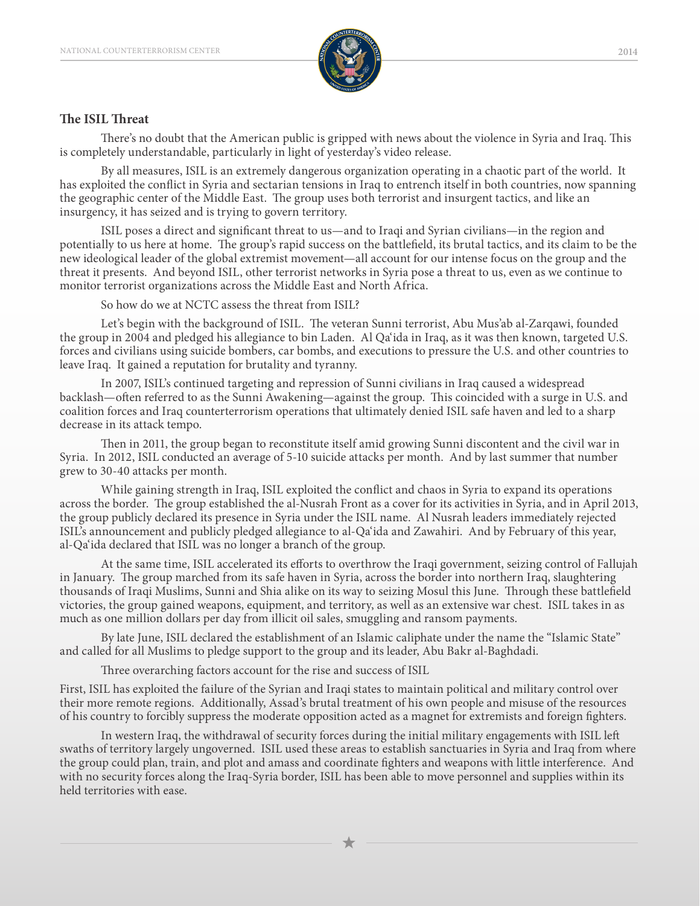## The ISIL Threat

There's no doubt that the American public is gripped with news about the violence in Syria and Iraq. This is completely understandable, particularly in light of yesterday's video release.

By all measures, ISIL is an extremely dangerous organization operating in a chaotic part of the world. It has exploited the conflict in Syria and sectarian tensions in Iraq to entrench itself in both countries, now spanning the geographic center of the Middle East. The group uses both terrorist and insurgent tactics, and like an insurgency, it has seized and is trying to govern territory.

ISIL poses a direct and significant threat to us—and to Iraqi and Syrian civilians—in the region and potentially to us here at home. The group's rapid success on the battlefield, its brutal tactics, and its claim to be the new ideological leader of the global extremist movement—all account for our intense focus on the group and the threat it presents. And beyond ISIL, other terrorist networks in Syria pose a threat to us, even as we continue to monitor terrorist organizations across the Middle East and North Africa.

So how do we at NCTC assess the threat from ISIL?

Let's begin with the background of ISIL. The veteran Sunni terrorist, Abu Mus'ab al-Zarqawi, founded the group in 2004 and pledged his allegiance to bin Laden. Al Qa'ida in Iraq, as it was then known, targeted U.S. forces and civilians using suicide bombers, car bombs, and executions to pressure the U.S. and other countries to leave Iraq. It gained a reputation for brutality and tyranny.

In 2007, ISIL's continued targeting and repression of Sunni civilians in Iraq caused a widespread backlash—often referred to as the Sunni Awakening—against the group. This coincided with a surge in U.S. and coalition forces and Iraq counterterrorism operations that ultimately denied ISIL safe haven and led to a sharp decrease in its attack tempo.

Then in 2011, the group began to reconstitute itself amid growing Sunni discontent and the civil war in Syria. In 2012, ISIL conducted an average of 5-10 suicide attacks per month. And by last summer that number grew to 30-40 attacks per month.

While gaining strength in Iraq, ISIL exploited the conflict and chaos in Syria to expand its operations across the border. The group established the al-Nusrah Front as a cover for its activities in Syria, and in April 2013, the group publicly declared its presence in Syria under the ISIL name. Al Nusrah leaders immediately rejected ISIL's announcement and publicly pledged allegiance to al-Qa'ida and Zawahiri. And by February of this year, al-Qa'ida declared that ISIL was no longer a branch of the group.

At the same time, ISIL accelerated its efforts to overthrow the Iraqi government, seizing control of Fallujah in January. The group marched from its safe haven in Syria, across the border into northern Iraq, slaughtering thousands of Iraqi Muslims, Sunni and Shia alike on its way to seizing Mosul this June. Through these battlefield victories, the group gained weapons, equipment, and territory, as well as an extensive war chest. ISIL takes in as much as one million dollars per day from illicit oil sales, smuggling and ransom payments.

By late June, ISIL declared the establishment of an Islamic caliphate under the name the "Islamic State" and called for all Muslims to pledge support to the group and its leader, Abu Bakr al-Baghdadi.

Three overarching factors account for the rise and success of ISIL

First, ISIL has exploited the failure of the Syrian and Iraqi states to maintain political and military control over their more remote regions. Additionally, Assad's brutal treatment of his own people and misuse of the resources of his country to forcibly suppress the moderate opposition acted as a magnet for extremists and foreign fighters.

In western Iraq, the withdrawal of security forces during the initial military engagements with ISIL left swaths of territory largely ungoverned. ISIL used these areas to establish sanctuaries in Syria and Iraq from where the group could plan, train, and plot and amass and coordinate fighters and weapons with little interference. And with no security forces along the Iraq-Syria border, ISIL has been able to move personnel and supplies within its held territories with ease.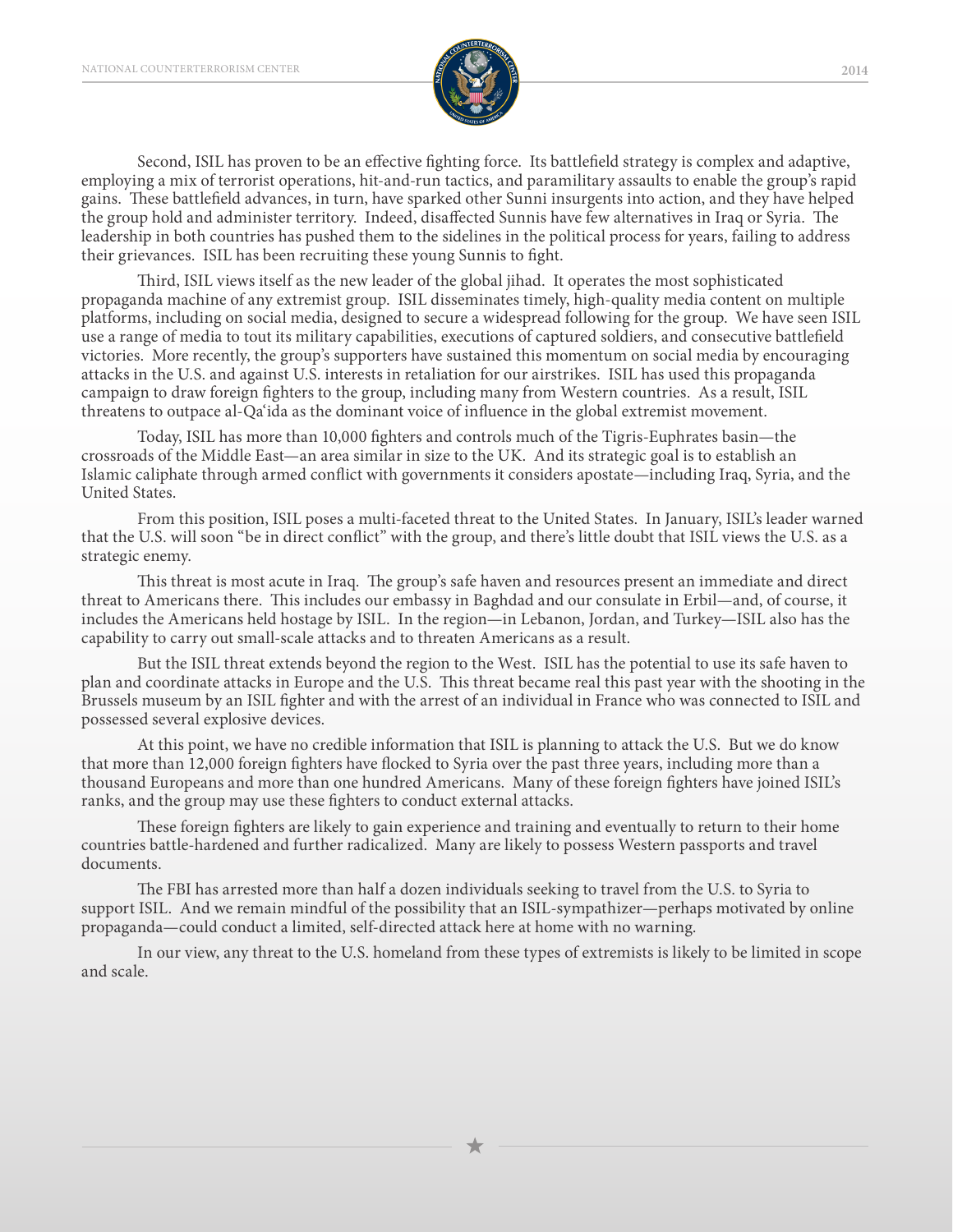Second, ISIL has proven to be an effective fighting force. Its battlefield strategy is complex and adaptive, employing a mix of terrorist operations, hit-and-run tactics, and paramilitary assaults to enable the group's rapid gains. These battlefield advances, in turn, have sparked other Sunni insurgents into action, and they have helped the group hold and administer territory. Indeed, disaffected Sunnis have few alternatives in Iraq or Syria. The leadership in both countries has pushed them to the sidelines in the political process for years, failing to address their grievances. ISIL has been recruiting these young Sunnis to fight.

Third, ISIL views itself as the new leader of the global jihad. It operates the most sophisticated propaganda machine of any extremist group. ISIL disseminates timely, high-quality media content on multiple platforms, including on social media, designed to secure a widespread following for the group. We have seen ISIL use a range of media to tout its military capabilities, executions of captured soldiers, and consecutive battlefield victories. More recently, the group's supporters have sustained this momentum on social media by encouraging attacks in the U.S. and against U.S. interests in retaliation for our airstrikes. ISIL has used this propaganda campaign to draw foreign fighters to the group, including many from Western countries. As a result, ISIL threatens to outpace al-Qa'ida as the dominant voice of influence in the global extremist movement.

Today, ISIL has more than 10,000 fighters and controls much of the Tigris-Euphrates basin—the crossroads of the Middle East—an area similar in size to the UK. And its strategic goal is to establish an Islamic caliphate through armed conflict with governments it considers apostate—including Iraq, Syria, and the United States.

From this position, ISIL poses a multi-faceted threat to the United States. In January, ISIL's leader warned that the U.S. will soon "be in direct conflict" with the group, and there's little doubt that ISIL views the U.S. as a strategic enemy.

This threat is most acute in Iraq. The group's safe haven and resources present an immediate and direct threat to Americans there. This includes our embassy in Baghdad and our consulate in Erbil—and, of course, it includes the Americans held hostage by ISIL. In the region—in Lebanon, Jordan, and Turkey—ISIL also has the capability to carry out small-scale attacks and to threaten Americans as a result.

But the ISIL threat extends beyond the region to the West. ISIL has the potential to use its safe haven to plan and coordinate attacks in Europe and the U.S. This threat became real this past year with the shooting in the Brussels museum by an ISIL fighter and with the arrest of an individual in France who was connected to ISIL and possessed several explosive devices.

At this point, we have no credible information that ISIL is planning to attack the U.S. But we do know that more than 12,000 foreign fighters have flocked to Syria over the past three years, including more than a thousand Europeans and more than one hundred Americans. Many of these foreign fighters have joined ISIL's ranks, and the group may use these fighters to conduct external attacks.

These foreign fighters are likely to gain experience and training and eventually to return to their home countries battle-hardened and further radicalized. Many are likely to possess Western passports and travel documents.

The FBI has arrested more than half a dozen individuals seeking to travel from the U.S. to Syria to support ISIL. And we remain mindful of the possibility that an ISIL-sympathizer—perhaps motivated by online propaganda—could conduct a limited, self-directed attack here at home with no warning.

In our view, any threat to the U.S. homeland from these types of extremists is likely to be limited in scope and scale.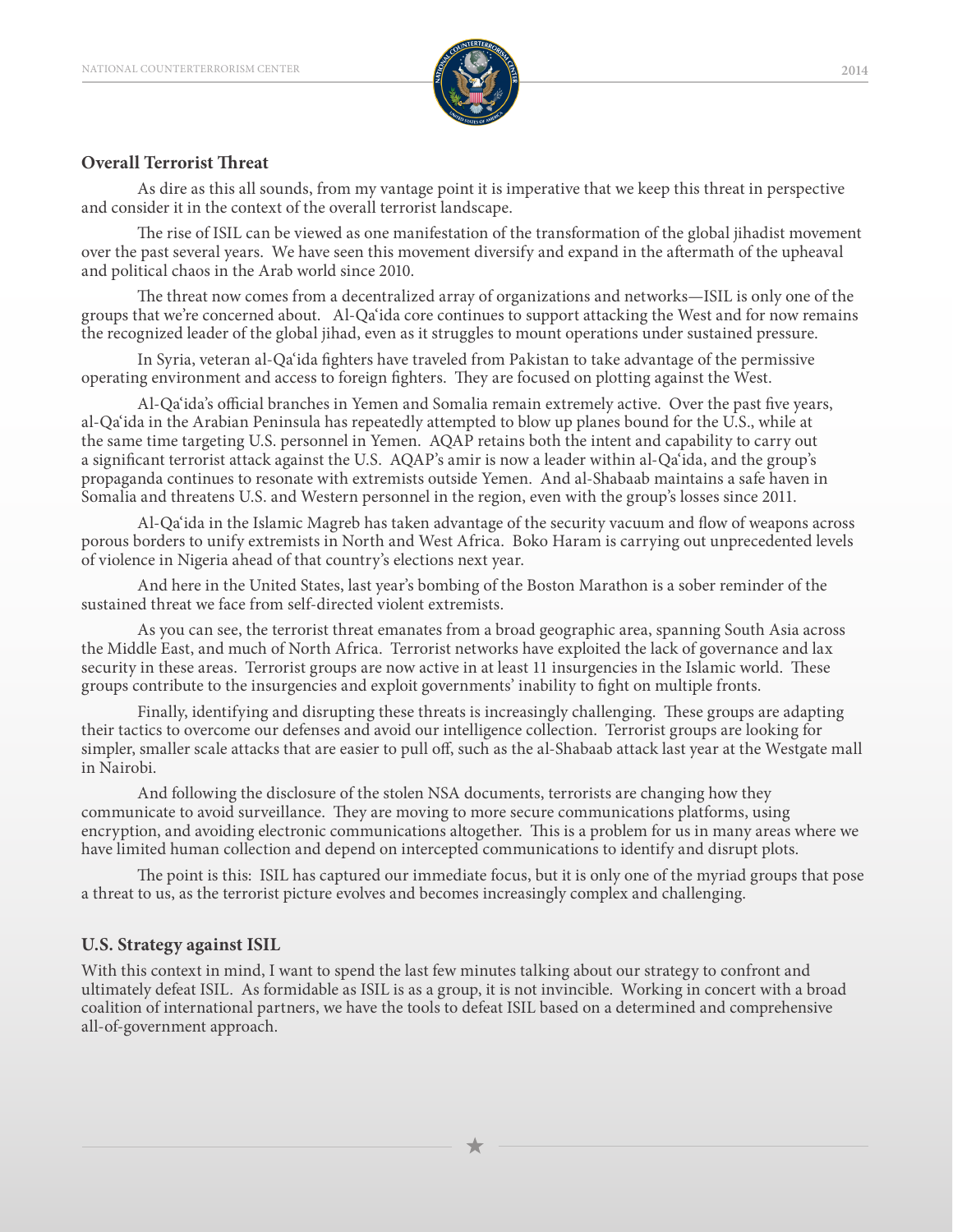**Overall Terrorist Threat**

As dire as this all sounds, from my vantage point it is imperative that we keep this threat in perspective and consider it in the context of the overall terrorist landscape.

The rise of ISIL can be viewed as one manifestation of the transformation of the global jihadist movement over the past several years. We have seen this movement diversify and expand in the aftermath of the upheaval and political chaos in the Arab world since 2010.

The threat now comes from a decentralized array of organizations and networks—ISIL is only one of the groups that we're concerned about. Al-Qa'ida core continues to support attacking the West and for now remains the recognized leader of the global jihad, even as it struggles to mount operations under sustained pressure.

In Syria, veteran al-Qa'ida fighters have traveled from Pakistan to take advantage of the permissive operating environment and access to foreign fighters. They are focused on plotting against the West.

Al-Qa'ida's official branches in Yemen and Somalia remain extremely active. Over the past five years, al-Qa'ida in the Arabian Peninsula has repeatedly attempted to blow up planes bound for the U.S., while at the same time targeting U.S. personnel in Yemen. AQAP retains both the intent and capability to carry out a significant terrorist attack against the U.S. AQAP's amir is now a leader within al-Qa'ida, and the group's propaganda continues to resonate with extremists outside Yemen. And al-Shabaab maintains a safe haven in Somalia and threatens U.S. and Western personnel in the region, even with the group's losses since 2011.

Al-Qa'ida in the Islamic Magreb has taken advantage of the security vacuum and flow of weapons across porous borders to unify extremists in North and West Africa. Boko Haram is carrying out unprecedented levels of violence in Nigeria ahead of that country's elections next year.

And here in the United States, last year's bombing of the Boston Marathon is a sober reminder of the sustained threat we face from self-directed violent extremists.

As you can see, the terrorist threat emanates from a broad geographic area, spanning South Asia across the Middle East, and much of North Africa. Terrorist networks have exploited the lack of governance and lax security in these areas. Terrorist groups are now active in at least 11 insurgencies in the Islamic world. These groups contribute to the insurgencies and exploit governments' inability to fight on multiple fronts.

Finally, identifying and disrupting these threats is increasingly challenging. These groups are adapting their tactics to overcome our defenses and avoid our intelligence collection. Terrorist groups are looking for simpler, smaller scale attacks that are easier to pull off, such as the al-Shabaab attack last year at the Westgate mall in Nairobi.

And following the disclosure of the stolen NSA documents, terrorists are changing how they communicate to avoid surveillance. They are moving to more secure communications platforms, using encryption, and avoiding electronic communications altogether. This is a problem for us in many areas where we have limited human collection and depend on intercepted communications to identify and disrupt plots.

The point is this: ISIL has captured our immediate focus, but it is only one of the myriad groups that pose a threat to us, as the terrorist picture evolves and becomes increasingly complex and challenging.

**U.S. Strategy against ISIL**

With this context in mind, I want to spend the last few minutes talking about our strategy to confront and ultimately defeat ISIL. As formidable as ISIL is as a group, it is not invincible. Working in concert with a broad coalition of international partners, we have the tools to defeat ISIL based on a determined and comprehensive all-of-government approach.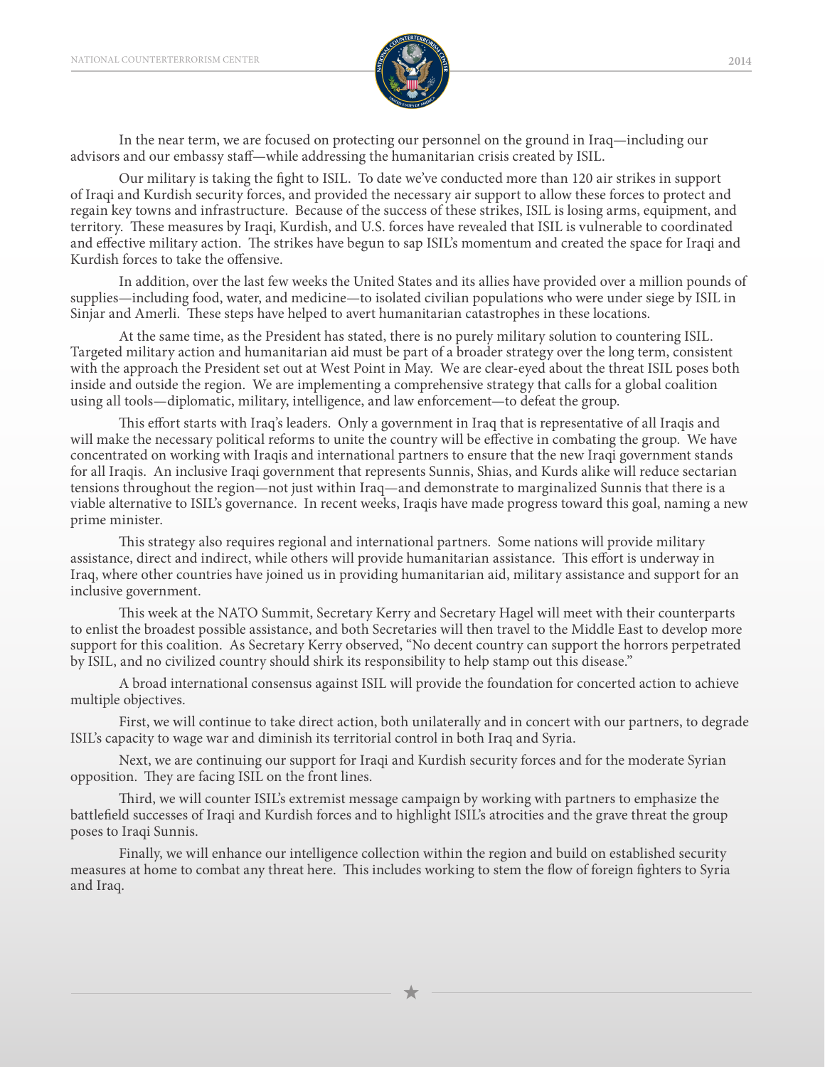In the near term, we are focused on protecting our personnel on the ground in Iraq—including our advisors and our embassy staff—while addressing the humanitarian crisis created by ISIL.

Our military is taking the fight to ISIL. To date we've conducted more than 120 air strikes in support of Iraqi and Kurdish security forces, and provided the necessary air support to allow these forces to protect and regain key towns and infrastructure. Because of the success of these strikes, ISIL is losing arms, equipment, and territory. These measures by Iraqi, Kurdish, and U.S. forces have revealed that ISIL is vulnerable to coordinated and effective military action. The strikes have begun to sap ISIL's momentum and created the space for Iraqi and Kurdish forces to take the offensive.

In addition, over the last few weeks the United States and its allies have provided over a million pounds of supplies—including food, water, and medicine—to isolated civilian populations who were under siege by ISIL in Sinjar and Amerli. These steps have helped to avert humanitarian catastrophes in these locations.

At the same time, as the President has stated, there is no purely military solution to countering ISIL. Targeted military action and humanitarian aid must be part of a broader strategy over the long term, consistent with the approach the President set out at West Point in May. We are clear-eyed about the threat ISIL poses both inside and outside the region. We are implementing a comprehensive strategy that calls for a global coalition using all tools—diplomatic, military, intelligence, and law enforcement—to defeat the group.

This effort starts with Iraq's leaders. Only a government in Iraq that is representative of all Iraqis and will make the necessary political reforms to unite the country will be effective in combating the group. We have concentrated on working with Iraqis and international partners to ensure that the new Iraqi government stands for all Iraqis. An inclusive Iraqi government that represents Sunnis, Shias, and Kurds alike will reduce sectarian tensions throughout the region—not just within Iraq—and demonstrate to marginalized Sunnis that there is a viable alternative to ISIL's governance. In recent weeks, Iraqis have made progress toward this goal, naming a new prime minister.

This strategy also requires regional and international partners. Some nations will provide military assistance, direct and indirect, while others will provide humanitarian assistance. This effort is underway in Iraq, where other countries have joined us in providing humanitarian aid, military assistance and support for an inclusive government.

This week at the NATO Summit, Secretary Kerry and Secretary Hagel will meet with their counterparts to enlist the broadest possible assistance, and both Secretaries will then travel to the Middle East to develop more support for this coalition. As Secretary Kerry observed, "No decent country can support the horrors perpetrated by ISIL, and no civilized country should shirk its responsibility to help stamp out this disease."

A broad international consensus against ISIL will provide the foundation for concerted action to achieve multiple objectives.

First, we will continue to take direct action, both unilaterally and in concert with our partners, to degrade ISIL's capacity to wage war and diminish its territorial control in both Iraq and Syria.

Next, we are continuing our support for Iraqi and Kurdish security forces and for the moderate Syrian opposition. They are facing ISIL on the front lines.

Third, we will counter ISIL's extremist message campaign by working with partners to emphasize the battlefield successes of Iraqi and Kurdish forces and to highlight ISIL's atrocities and the grave threat the group poses to Iraqi Sunnis.

Finally, we will enhance our intelligence collection within the region and build on established security measures at home to combat any threat here. This includes working to stem the flow of foreign fighters to Syria and Iraq.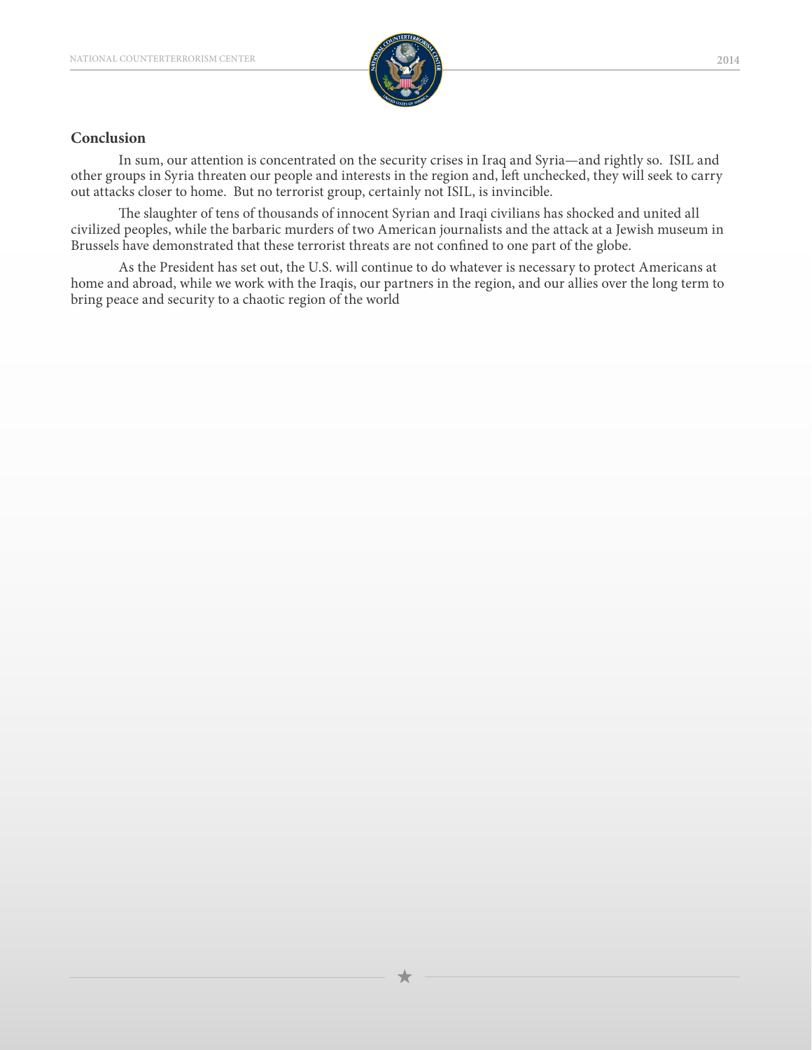## Conclusion

In sum, our attention is concentrated on the security crises in Iraq and Syria—and rightly so. ISIL and other groups in Syria threaten our people and interests in the region and, left unchecked, they will seek to carry out attacks closer to home. But no terrorist group, certainly not ISIL, is invincible.

The slaughter of tens of thousands of innocent Syrian and Iraqi civilians has shocked and united all civilized peoples, while the barbaric murders of two American journalists and the attack at a Jewish museum in Brussels have demonstrated that these terrorist threats are not confined to one part of the globe.

As the President has set out, the U.S. will continue to do whatever is necessary to protect Americans at home and abroad, while we work with the Iraqis, our partners in the region, and our allies over the long term to bring peace and security to a chaotic region of the world